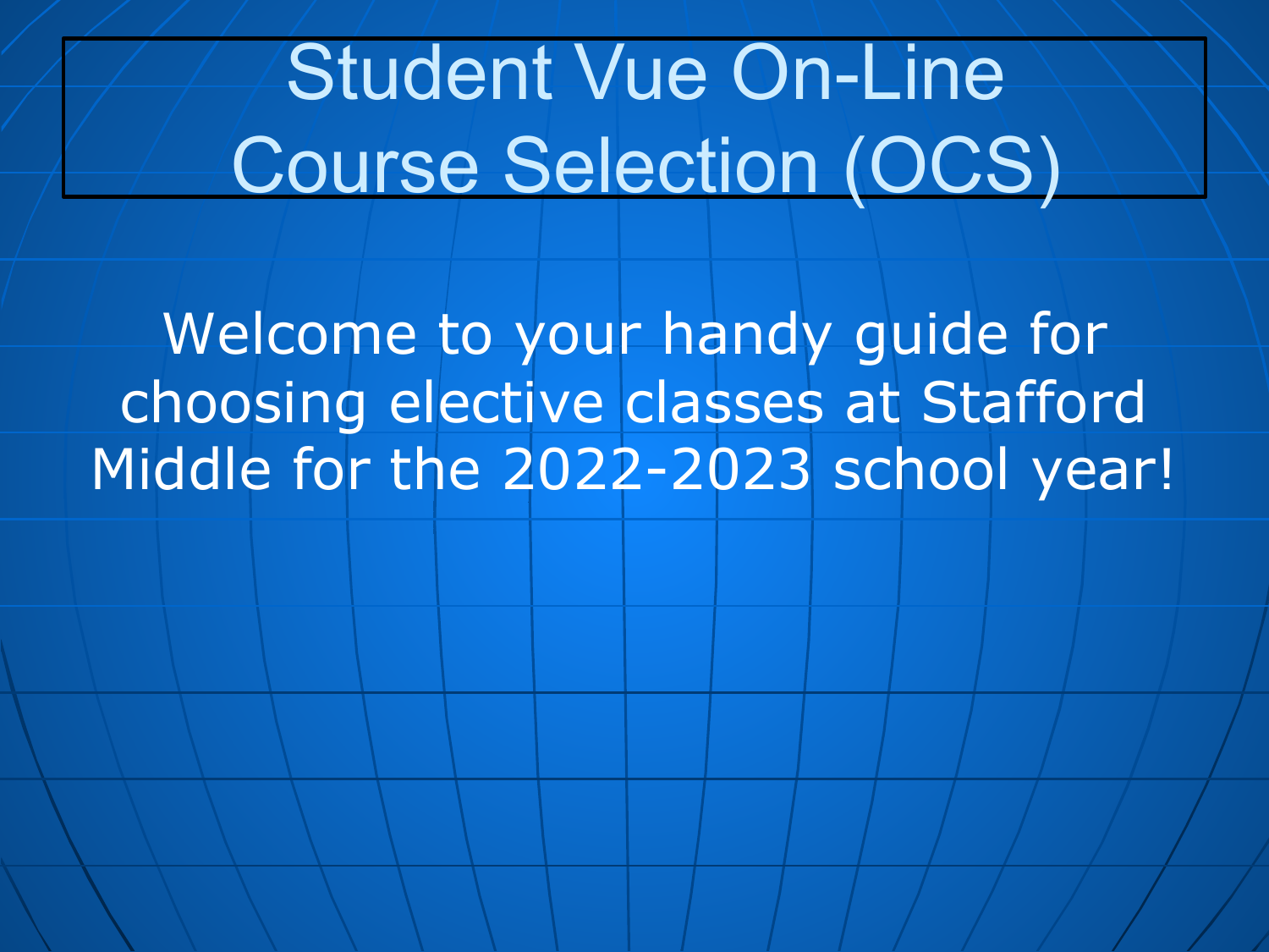# Student Vue On-Line Course Selection (OCS)

Welcome to your handy guide for choosing elective classes at Stafford Middle for the 2022-2023 school year!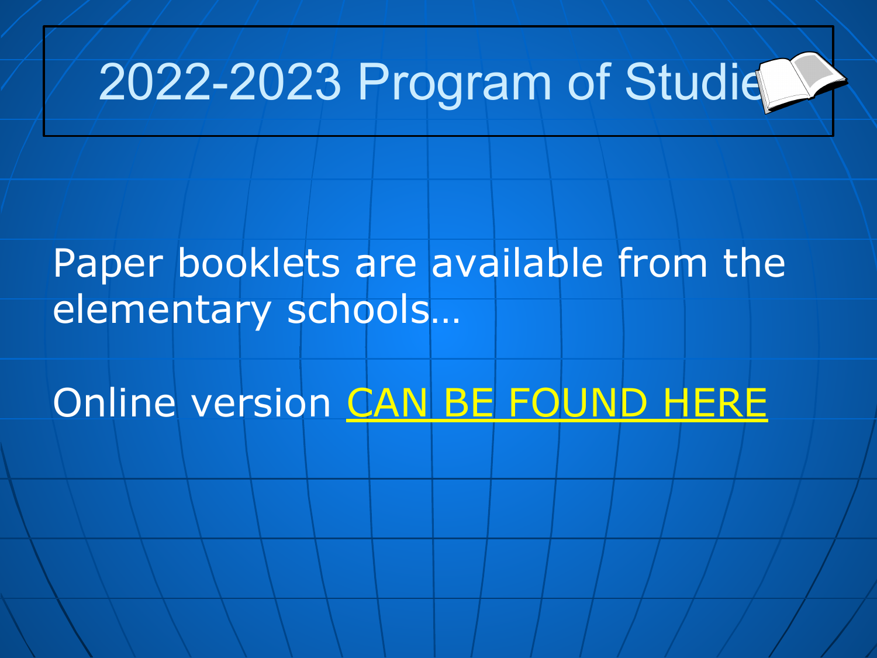# 2022-2023 Program of Studies

Paper booklets are available from the elementary schools…

Online version CAN BE FOUND HERE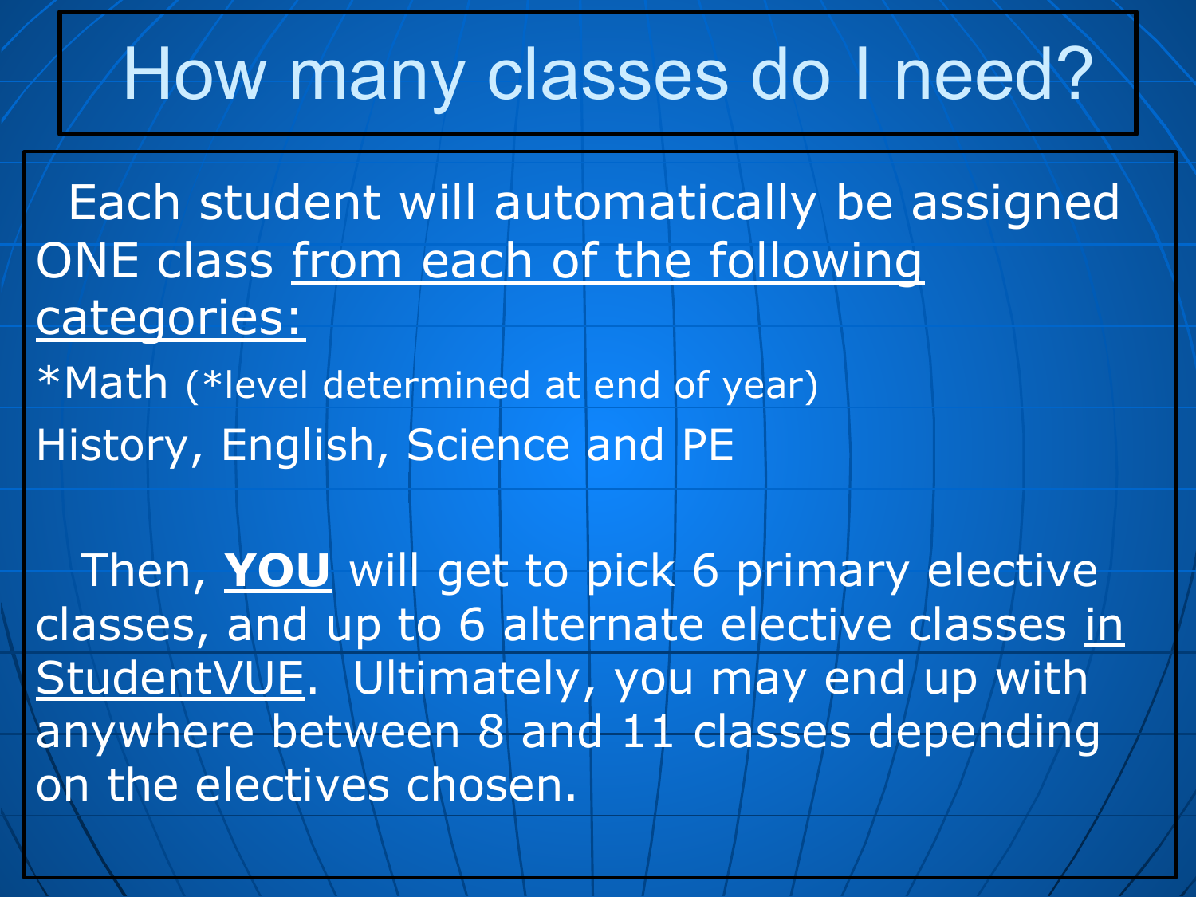# How many classes do I need?

Each student will automatically be assigned ONE class from each of the following categories:

*Math (*level determined at end of year)

History, English, Science and PE

Then, **YOU** will get to pick 6 primary elective classes, and up to 6 alternate elective classes in StudentVUE. Ultimately, you may end up with anywhere between 8 and 11 classes depending on the electives chosen.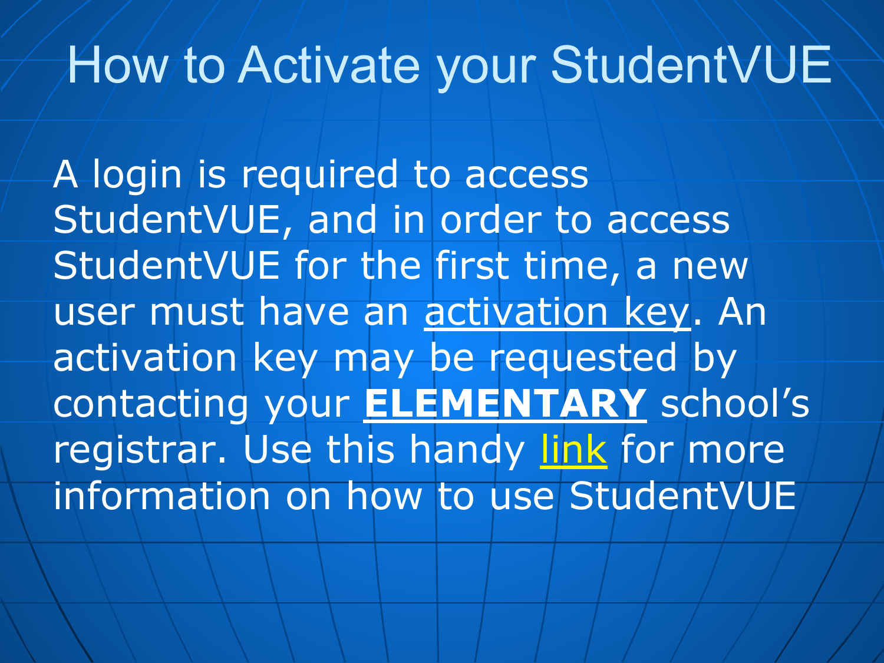# How to Activate your StudentVUE

A login is required to access StudentVUE, and in order to access StudentVUE for the first time, a new user must have an activation key. An activation key may be requested by contacting your **ELEMENTARY** school's registrar. Use this handy link for more information on how to use StudentVUE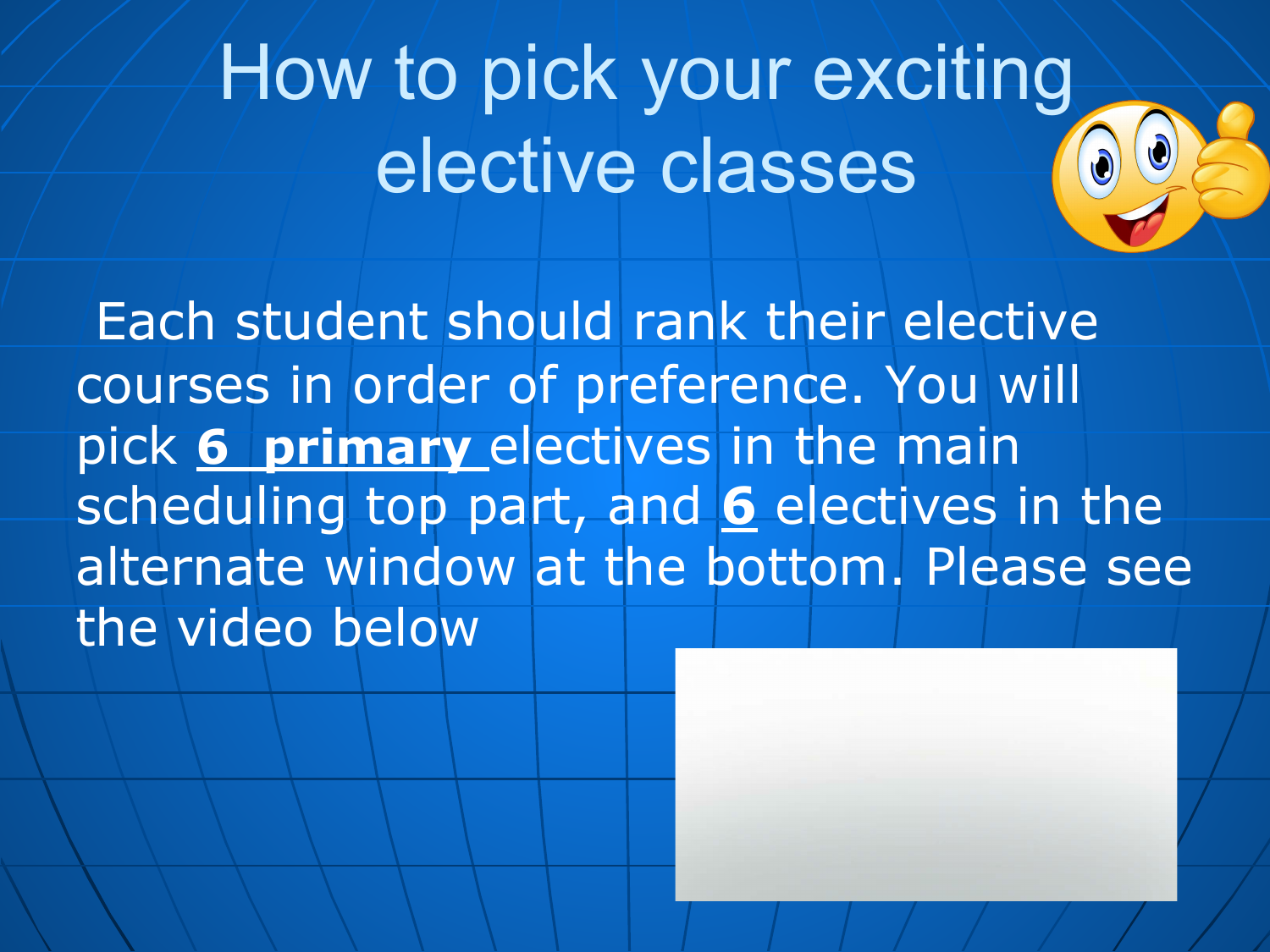# How to pick your exciting elective classes

Each student should rank their elective courses in order of preference. You will pick **6 primary** electives in the main scheduling top part, and **6** electives in the alternate window at the bottom. Please see the video below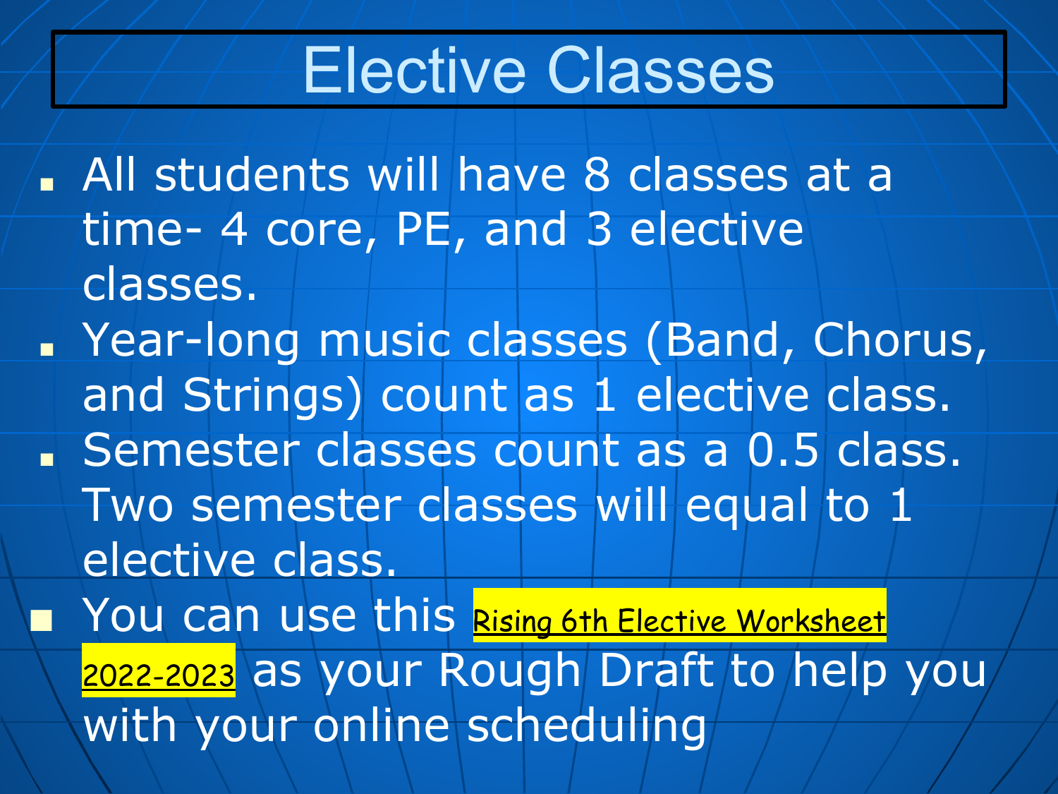# Elective Classes

- All students will have 8 classes at a time- 4 core, PE, and 3 elective classes.
- Year-long music classes (Band, Chorus, and Strings) count as 1 elective class.
- Semester classes count as a 0.5 class. Two semester classes will equal to 1 elective class.
- You can use this Rising 6th Elective Worksheet 2022-2023 as your Rough Draft to help you with your online scheduling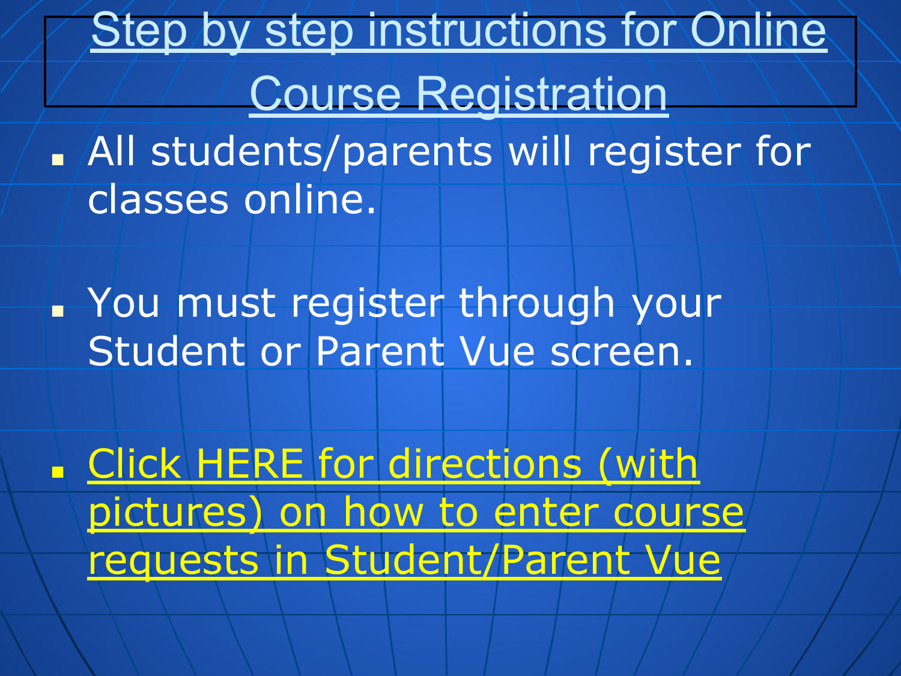# Step by step instructions for Online Course Registration

- All students/parents will register for classes online.
- You must register through your Student or Parent Vue screen.
- Click HERE for directions (with pictures) on how to enter course requests in Student/Parent Vue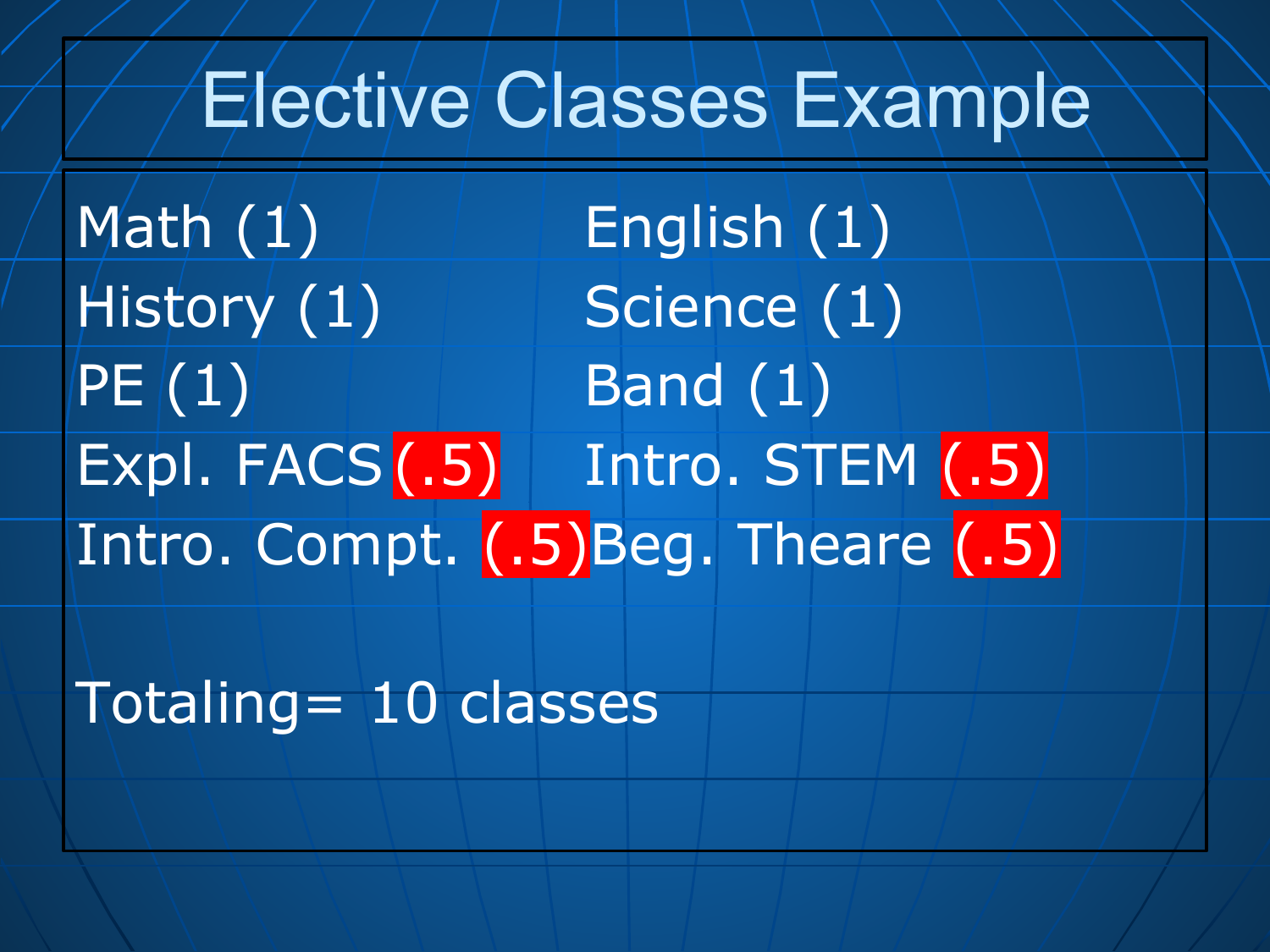# Elective Classes Example

Math (1)

English (1)

History (1)

Science (1)

PE (1)

Band (1)

Expl. FACS (.5)

Intro. STEM (.5)

Intro. Compt. (.5)

Beg. Theare (.5)

Totaling= 10 classes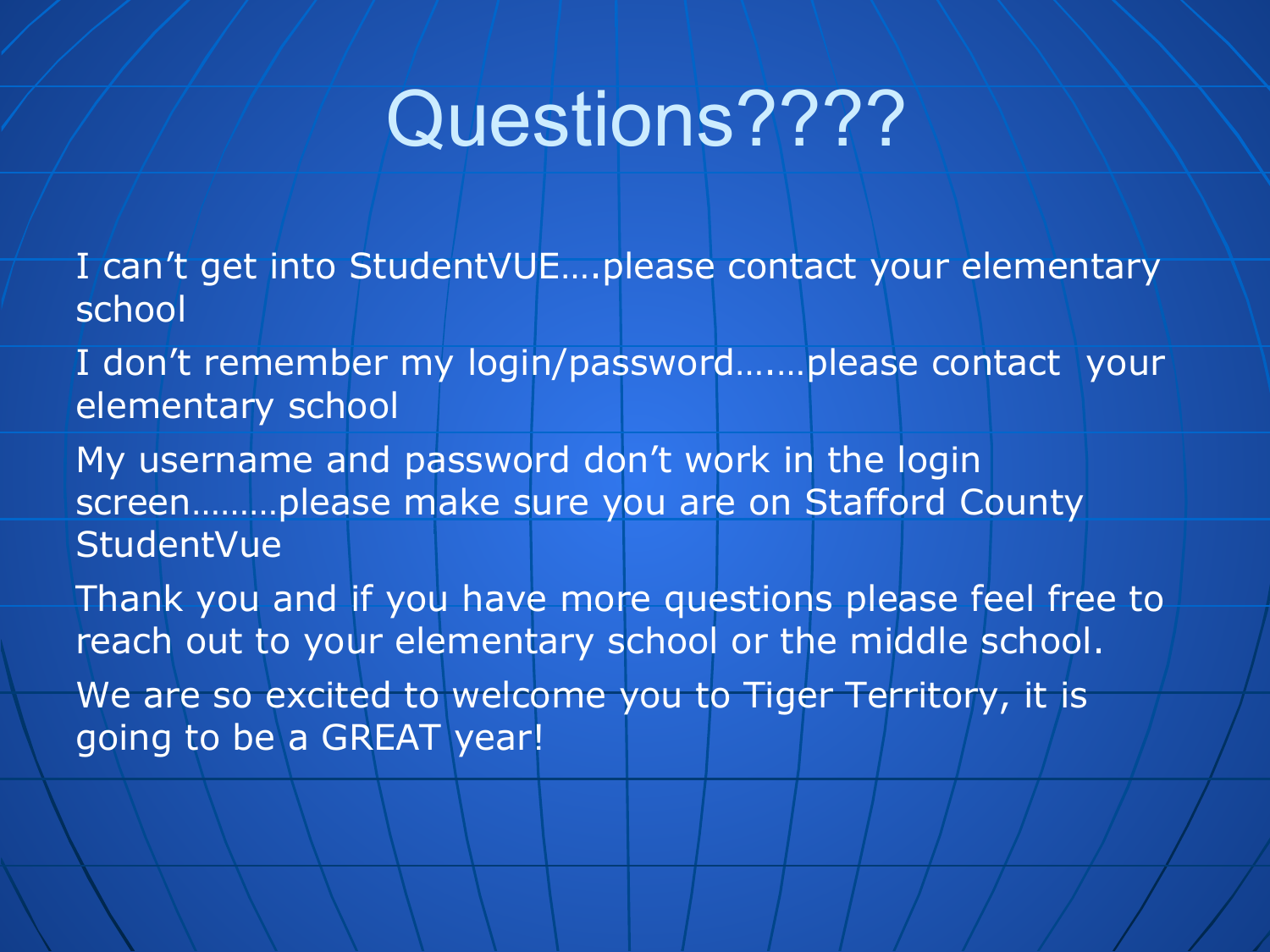# Questions????

I can't get into StudentVUE….please contact your elementary school

I don't remember my login/password….…please contact your elementary school

My username and password don't work in the login screen………please make sure you are on Stafford County StudentVue

Thank you and if you have more questions please feel free to reach out to your elementary school or the middle school.

We are so excited to welcome you to Tiger Territory, it is going to be a GREAT year!